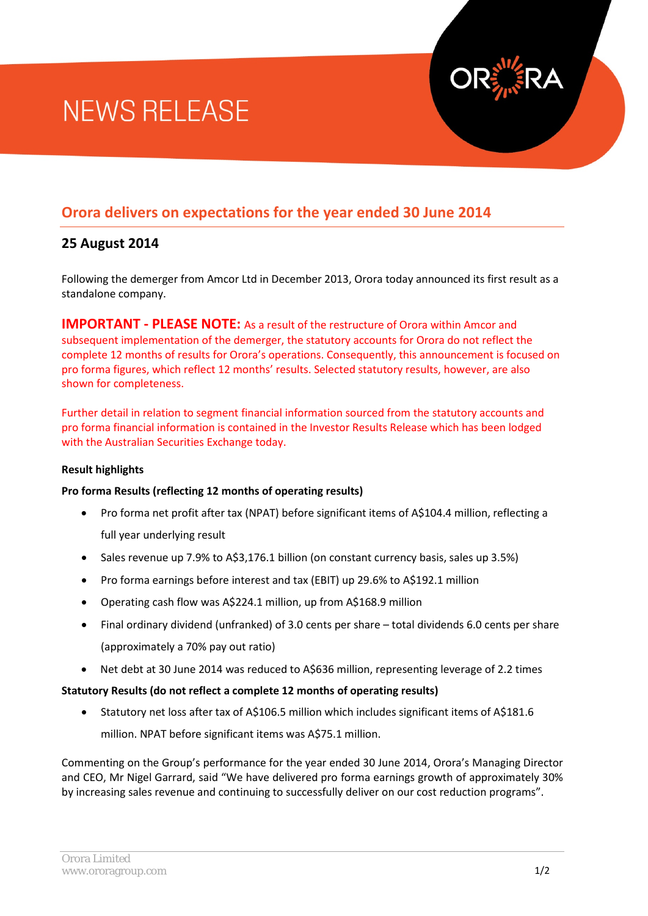# NEWS RELEASE

## Orora delivers on expectations for the year ended 30 June 2014

### 25 August 2014

Following the demerger from Amcor Ltd in December 2013, Orora today announced its first result as a standalone company.

**IMPORTANT - PLEASE NOTE:** As a result of the restructure of Orora within Amcor and subsequent implementation of the demerger, the statutory accounts for Orora do not reflect the complete 12 months of results for Orora's operations. Consequently, this announcement is focused on pro forma figures, which reflect 12 months' results. Selected statutory results, however, are also shown for completeness.

Further detail in relation to segment financial information sourced from the statutory accounts and pro forma financial information is contained in the Investor Results Release which has been lodged with the Australian Securities Exchange today.

**Result highlights**

**Pro forma Results (reflecting 12 months of operating results)**

- Pro forma net profit after tax (NPAT) before significant items of A$104.4 million, reflecting a full year underlying result
- Sales revenue up 7.9% to A$3,176.1 billion (on constant currency basis, sales up 3.5%)
- Pro forma earnings before interest and tax (EBIT) up 29.6% to A$192.1 million
- Operating cash flow was A$224.1 million, up from A$168.9 million
- Final ordinary dividend (unfranked) of 3.0 cents per share – total dividends 6.0 cents per share (approximately a 70% pay out ratio)
- Net debt at 30 June 2014 was reduced to A$636 million, representing leverage of 2.2 times

**Statutory Results (do not reflect a complete 12 months of operating results)**

- Statutory net loss after tax of A$106.5 million which includes significant items of A$181.6 million. NPAT before significant items was A$75.1 million.

Commenting on the Group's performance for the year ended 30 June 2014, Orora's Managing Director and CEO, Mr Nigel Garrard, said "We have delivered pro forma earnings growth of approximately 30% by increasing sales revenue and continuing to successfully deliver on our cost reduction programs".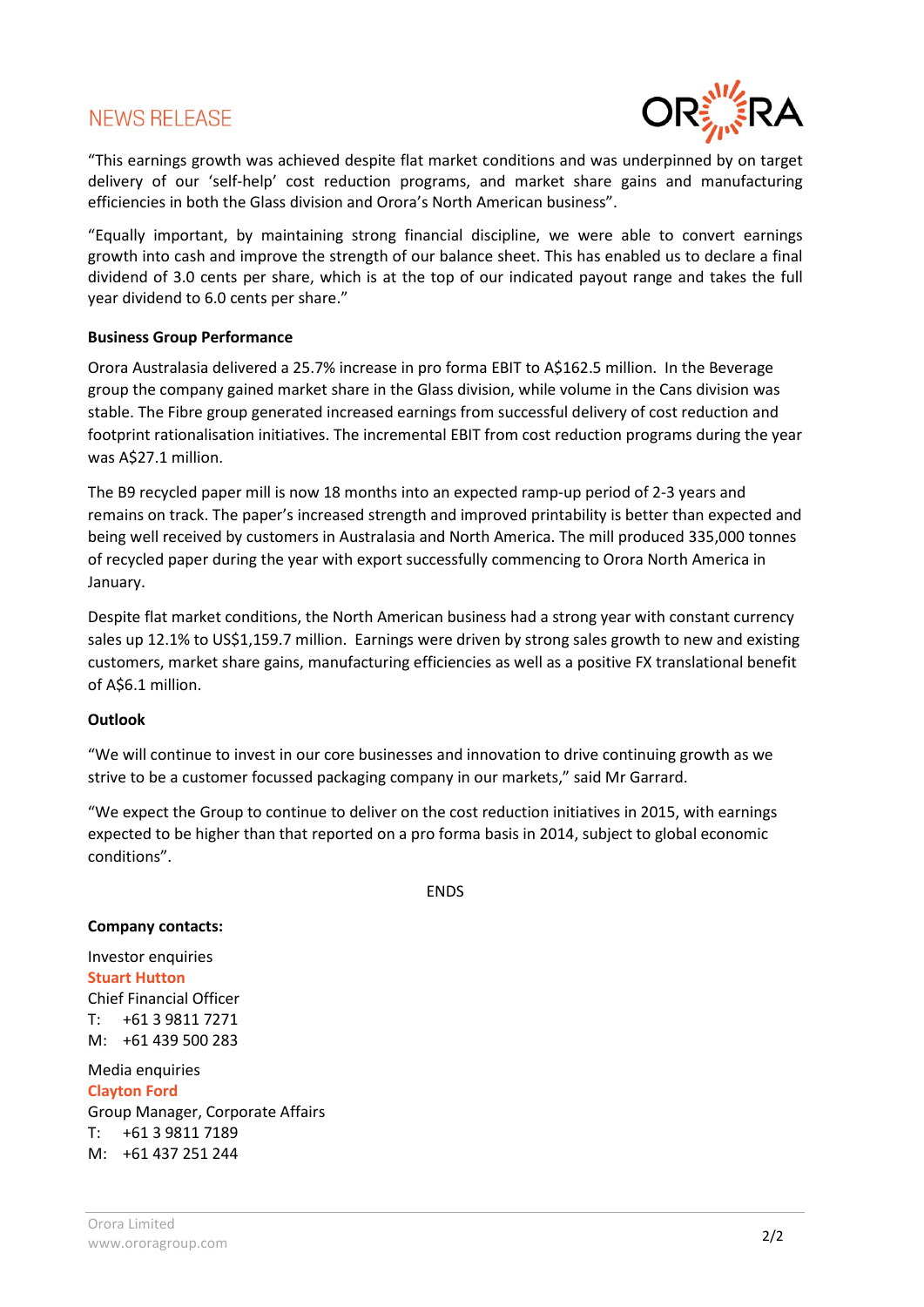"This earnings growth was achieved despite flat market conditions and was underpinned by on target delivery of our 'self-help' cost reduction programs, and market share gains and manufacturing efficiencies in both the Glass division and Orora's North American business".

"Equally important, by maintaining strong financial discipline, we were able to convert earnings growth into cash and improve the strength of our balance sheet. This has enabled us to declare a final dividend of 3.0 cents per share, which is at the top of our indicated payout range and takes the full year dividend to 6.0 cents per share."

**Business Group Performance**

Orora Australasia delivered a 25.7% increase in pro forma EBIT to A$162.5 million. In the Beverage group the company gained market share in the Glass division, while volume in the Cans division was stable. The Fibre group generated increased earnings from successful delivery of cost reduction and footprint rationalisation initiatives. The incremental EBIT from cost reduction programs during the year was A$27.1 million.

The B9 recycled paper mill is now 18 months into an expected ramp-up period of 2-3 years and remains on track. The paper's increased strength and improved printability is better than expected and being well received by customers in Australasia and North America. The mill produced 335,000 tonnes of recycled paper during the year with export successfully commencing to Orora North America in January.

Despite flat market conditions, the North American business had a strong year with constant currency sales up 12.1% to US$1,159.7 million. Earnings were driven by strong sales growth to new and existing customers, market share gains, manufacturing efficiencies as well as a positive FX translational benefit of A$6.1 million.

**Outlook**

"We will continue to invest in our core businesses and innovation to drive continuing growth as we strive to be a customer focussed packaging company in our markets," said Mr Garrard.

"We expect the Group to continue to deliver on the cost reduction initiatives in 2015, with earnings expected to be higher than that reported on a pro forma basis in 2014, subject to global economic conditions".

ENDS

**Company contacts:**

Investor enquiries
**Stuart Hutton**
Chief Financial Officer
T: +61 3 9811 7271
M: +61 439 500 283

Media enquiries
**Clayton Ford**
Group Manager, Corporate Affairs
T: +61 3 9811 7189
M: +61 437 251 244